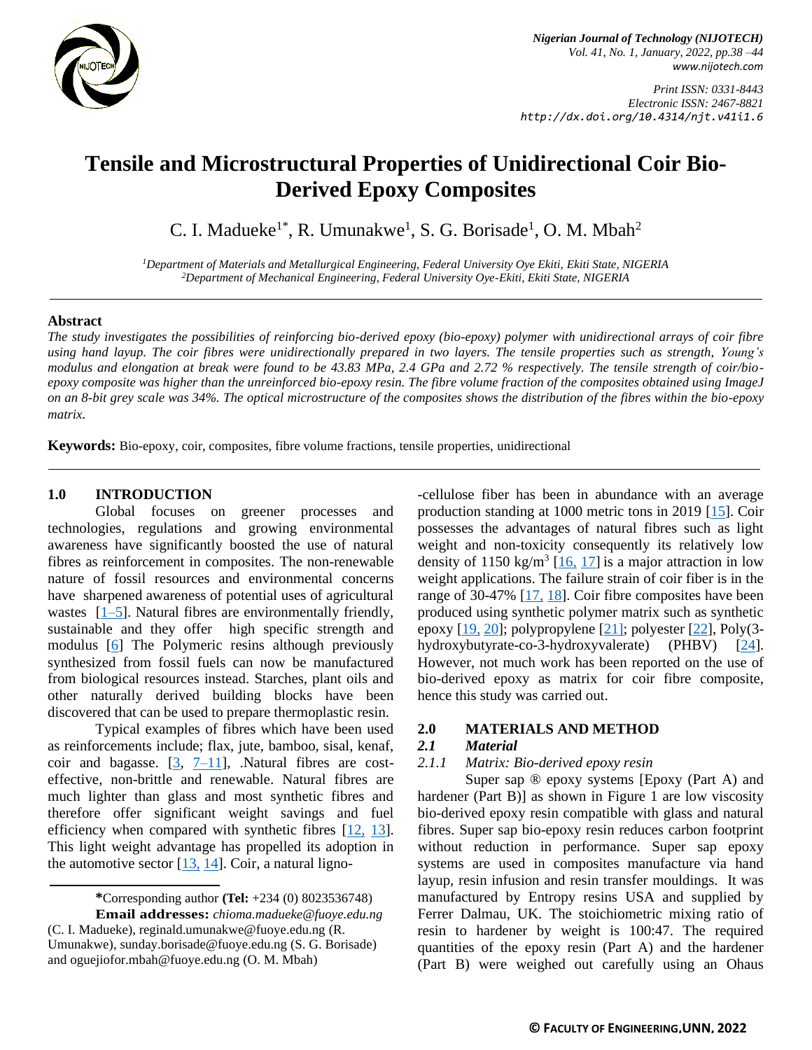# Tensile and Microstructural Properties of Unidirectional Coir Bio-Derived Epoxy Composites

C. I. Madueke[1*], R. Umunakwe[1], S. G. Borisade[1], O. M. Mbah[2]

[1]*Department of Materials and Metallurgical Engineering, Federal University Oye Ekiti, Ekiti State, NIGERIA*
[2]*Department of Mechanical Engineering, Federal University Oye-Ekiti, Ekiti State, NIGERIA*

---

### Abstract

*The study investigates the possibilities of reinforcing bio-derived epoxy (bio-epoxy) polymer with unidirectional arrays of coir fibre using hand layup. The coir fibres were unidirectionally prepared in two layers. The tensile properties such as strength, Young's modulus and elongation at break were found to be 43.83 MPa, 2.4 GPa and 2.72 % respectively. The tensile strength of coir/bio-epoxy composite was higher than the unreinforced bio-epoxy resin. The fibre volume fraction of the composites obtained using ImageJ on an 8-bit grey scale was 34%. The optical microstructure of the composites shows the distribution of the fibres within the bio-epoxy matrix.*

**Keywords:** Bio-epoxy, coir, composites, fibre volume fractions, tensile properties, unidirectional

---

## 1.0 INTRODUCTION

Global focuses on greener processes and technologies, regulations and growing environmental awareness have significantly boosted the use of natural fibres as reinforcement in composites. The non-renewable nature of fossil resources and environmental concerns have sharpened awareness of potential uses of agricultural wastes [1–5]. Natural fibres are environmentally friendly, sustainable and they offer high specific strength and modulus [6] The Polymeric resins although previously synthesized from fossil fuels can now be manufactured from biological resources instead. Starches, plant oils and other naturally derived building blocks have been discovered that can be used to prepare thermoplastic resin.

Typical examples of fibres which have been used as reinforcements include; flax, jute, bamboo, sisal, kenaf, coir and bagasse. [3, 7–11], .Natural fibres are cost-effective, non-brittle and renewable. Natural fibres are much lighter than glass and most synthetic fibres and therefore offer significant weight savings and fuel efficiency when compared with synthetic fibres [12, 13]. This light weight advantage has propelled its adoption in the automotive sector [13, 14]. Coir, a natural ligno-cellulose fiber has been in abundance with an average production standing at 1000 metric tons in 2019 [15]. Coir possesses the advantages of natural fibres such as light weight and non-toxicity consequently its relatively low density of 1150 kg/m$^3$ [16, 17] is a major attraction in low weight applications. The failure strain of coir fiber is in the range of 30-47% [17, 18]. Coir fibre composites have been produced using synthetic polymer matrix such as synthetic epoxy [19, 20]; polypropylene [21]; polyester [22], Poly(3-hydroxybutyrate-co-3-hydroxyvalerate) (PHBV) [24]. However, not much work has been reported on the use of bio-derived epoxy as matrix for coir fibre composite, hence this study was carried out.

## 2.0 MATERIALS AND METHOD

### *2.1 Material*

#### *2.1.1 Matrix: Bio-derived epoxy resin*

Super sap ® epoxy systems [Epoxy (Part A) and hardener (Part B)] as shown in Figure 1 are low viscosity bio-derived epoxy resin compatible with glass and natural fibres. Super sap bio-epoxy resin reduces carbon footprint without reduction in performance. Super sap epoxy systems are used in composites manufacture via hand layup, resin infusion and resin transfer mouldings. It was manufactured by Entropy resins USA and supplied by Ferrer Dalmau, UK. The stoichiometric mixing ratio of resin to hardener by weight is 100:47. The required quantities of the epoxy resin (Part A) and the hardener (Part B) were weighed out carefully using an Ohaus

---

**\***Corresponding author **(Tel:** +234 (0) 8023536748)

**Email addresses:** *chioma.madueke@fuoye.edu.ng* (C. I. Madueke), reginald.umunakwe@fuoye.edu.ng (R. Umunakwe), sunday.borisade@fuoye.edu.ng (S. G. Borisade) and oguejiofor.mbah@fuoye.edu.ng (O. M. Mbah)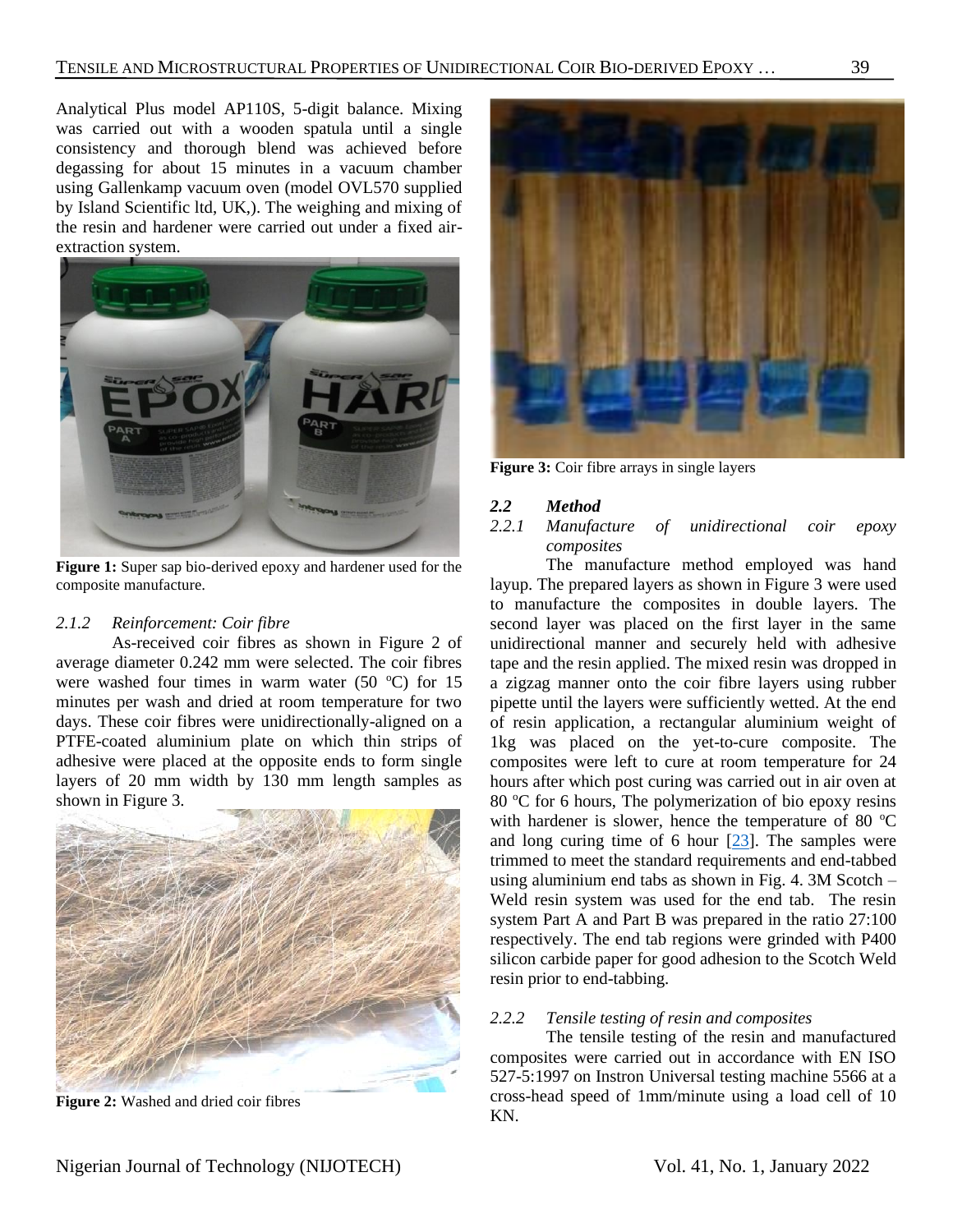Analytical Plus model AP110S, 5-digit balance. Mixing was carried out with a wooden spatula until a single consistency and thorough blend was achieved before degassing for about 15 minutes in a vacuum chamber using Gallenkamp vacuum oven (model OVL570 supplied by Island Scientific ltd, UK,). The weighing and mixing of the resin and hardener were carried out under a fixed air-extraction system.

**Figure 1:** Super sap bio-derived epoxy and hardener used for the composite manufacture.

#### 2.1.2 Reinforcement: Coir fibre

As-received coir fibres as shown in Figure 2 of average diameter 0.242 mm were selected. The coir fibres were washed four times in warm water (50 ºC) for 15 minutes per wash and dried at room temperature for two days. These coir fibres were unidirectionally-aligned on a PTFE-coated aluminium plate on which thin strips of adhesive were placed at the opposite ends to form single layers of 20 mm width by 130 mm length samples as shown in Figure 3.

**Figure 2:** Washed and dried coir fibres

**Figure 3:** Coir fibre arrays in single layers

### 2.2 Method

#### 2.2.1 Manufacture of unidirectional coir epoxy composites

The manufacture method employed was hand layup. The prepared layers as shown in Figure 3 were used to manufacture the composites in double layers. The second layer was placed on the first layer in the same unidirectional manner and securely held with adhesive tape and the resin applied. The mixed resin was dropped in a zigzag manner onto the coir fibre layers using rubber pipette until the layers were sufficiently wetted. At the end of resin application, a rectangular aluminium weight of 1kg was placed on the yet-to-cure composite. The composites were left to cure at room temperature for 24 hours after which post curing was carried out in air oven at 80 ºC for 6 hours, The polymerization of bio epoxy resins with hardener is slower, hence the temperature of 80 ºC and long curing time of 6 hour [23]. The samples were trimmed to meet the standard requirements and end-tabbed using aluminium end tabs as shown in Fig. 4. 3M Scotch – Weld resin system was used for the end tab. The resin system Part A and Part B was prepared in the ratio 27:100 respectively. The end tab regions were grinded with P400 silicon carbide paper for good adhesion to the Scotch Weld resin prior to end-tabbing.

#### 2.2.2 Tensile testing of resin and composites

The tensile testing of the resin and manufactured composites were carried out in accordance with EN ISO 527-5:1997 on Instron Universal testing machine 5566 at a cross-head speed of 1mm/minute using a load cell of 10 KN.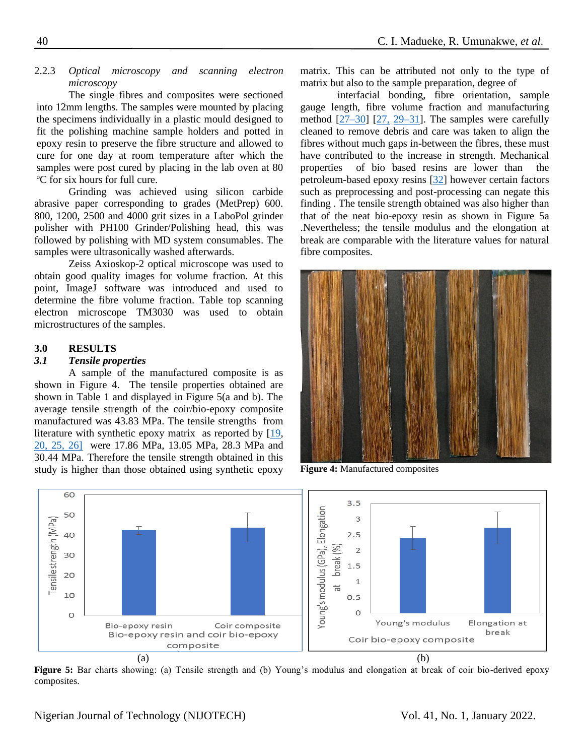### 2.2.3 *Optical microscopy and scanning electron microscopy*

The single fibres and composites were sectioned into 12mm lengths. The samples were mounted by placing the specimens individually in a plastic mould designed to fit the polishing machine sample holders and potted in epoxy resin to preserve the fibre structure and allowed to cure for one day at room temperature after which the samples were post cured by placing in the lab oven at 80 $^{o}$C for six hours for full cure.

Grinding was achieved using silicon carbide abrasive paper corresponding to grades (MetPrep) 600. 800, 1200, 2500 and 4000 grit sizes in a LaboPol grinder polisher with PH100 Grinder/Polishing head, this was followed by polishing with MD system consumables. The samples were ultrasonically washed afterwards.

Zeiss Axioskop-2 optical microscope was used to obtain good quality images for volume fraction. At this point, ImageJ software was introduced and used to determine the fibre volume fraction. Table top scanning electron microscope TM3030 was used to obtain microstructures of the samples.

## 3.0 RESULTS

### *3.1 Tensile properties*

A sample of the manufactured composite is as shown in Figure 4. The tensile properties obtained are shown in Table 1 and displayed in Figure 5(a and b). The average tensile strength of the coir/bio-epoxy composite manufactured was 43.83 MPa. The tensile strengths from literature with synthetic epoxy matrix as reported by [19, 20, 25, 26] were 17.86 MPa, 13.05 MPa, 28.3 MPa and 30.44 MPa. Therefore the tensile strength obtained in this study is higher than those obtained using synthetic epoxy matrix. This can be attributed not only to the type of matrix but also to the sample preparation, degree of

interfacial bonding, fibre orientation, sample gauge length, fibre volume fraction and manufacturing method [27–30] [27, 29–31]. The samples were carefully cleaned to remove debris and care was taken to align the fibres without much gaps in-between the fibres, these must have contributed to the increase in strength. Mechanical properties of bio based resins are lower than the petroleum-based epoxy resins [32] however certain factors such as preprocessing and post-processing can negate this finding . The tensile strength obtained was also higher than that of the neat bio-epoxy resin as shown in Figure 5a .Nevertheless; the tensile modulus and the elongation at break are comparable with the literature values for natural fibre composites.

**Figure 4:** Manufactured composites

(a)

Tensile strength (MPa)
60
50
40
30
20
10
0
Bio-epoxy resin
Coir composite
Bio-epoxy resin and coir bio-epoxy composite

(b)

Young's modulus (GPa), Elongation at break (%)
3.5
3
2.5
2
1.5
1
0.5
0
Young's modulus
Elongation at break
Coir bio-epoxy composite

**Figure 5:** Bar charts showing: (a) Tensile strength and (b) Young's modulus and elongation at break of coir bio-derived epoxy composites.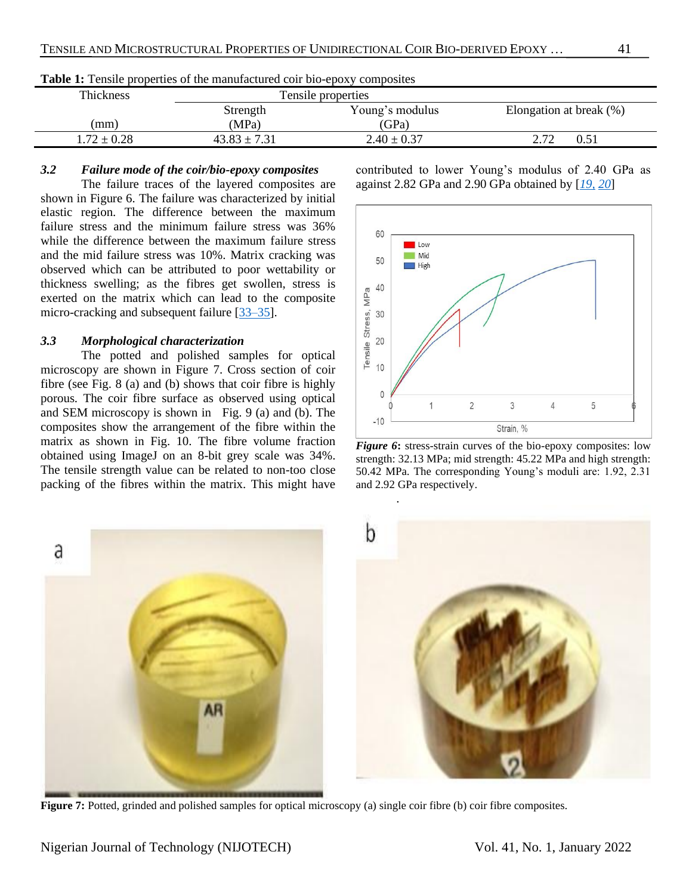**Table 1:** Tensile properties of the manufactured coir bio-epoxy composites

| Thickness | Tensile properties | | |
|---|---|---|---|
| | Strength | Young's modulus | Elongation at break (%) |
| (mm) | (MPa) | (GPa) | |
| 1.72 ± 0.28 | 43.83 ± 7.31 | 2.40 ± 0.37 | 2.72 0.51 |

### *3.2 Failure mode of the coir/bio-epoxy composites*

The failure traces of the layered composites are shown in Figure 6. The failure was characterized by initial elastic region. The difference between the maximum failure stress and the minimum failure stress was 36% while the difference between the maximum failure stress and the mid failure stress was 10%. Matrix cracking was observed which can be attributed to poor wettability or thickness swelling; as the fibres get swollen, stress is exerted on the matrix which can lead to the composite micro-cracking and subsequent failure [33–35].

### *3.3 Morphological characterization*

The potted and polished samples for optical microscopy are shown in Figure 7. Cross section of coir fibre (see Fig. 8 (a) and (b) shows that coir fibre is highly porous. The coir fibre surface as observed using optical and SEM microscopy is shown in Fig. 9 (a) and (b). The composites show the arrangement of the fibre within the matrix as shown in Fig. 10. The fibre volume fraction obtained using ImageJ on an 8-bit grey scale was 34%. The tensile strength value can be related to non-too close packing of the fibres within the matrix. This might have contributed to lower Young's modulus of 2.40 GPa as against 2.82 GPa and 2.90 GPa obtained by [19, 20]

Low
Mid
High
Tensile Stress, MPa
Strain, %
60
50
40
30
20
10
0
-10
0 1 2 3 4 5 6

***Figure 6*:** stress-strain curves of the bio-epoxy composites: low strength: 32.13 MPa; mid strength: 45.22 MPa and high strength: 50.42 MPa. The corresponding Young's moduli are: 1.92, 2.31 and 2.92 GPa respectively.

a
AR
b
2

**Figure 7:** Potted, grinded and polished samples for optical microscopy (a) single coir fibre (b) coir fibre composites.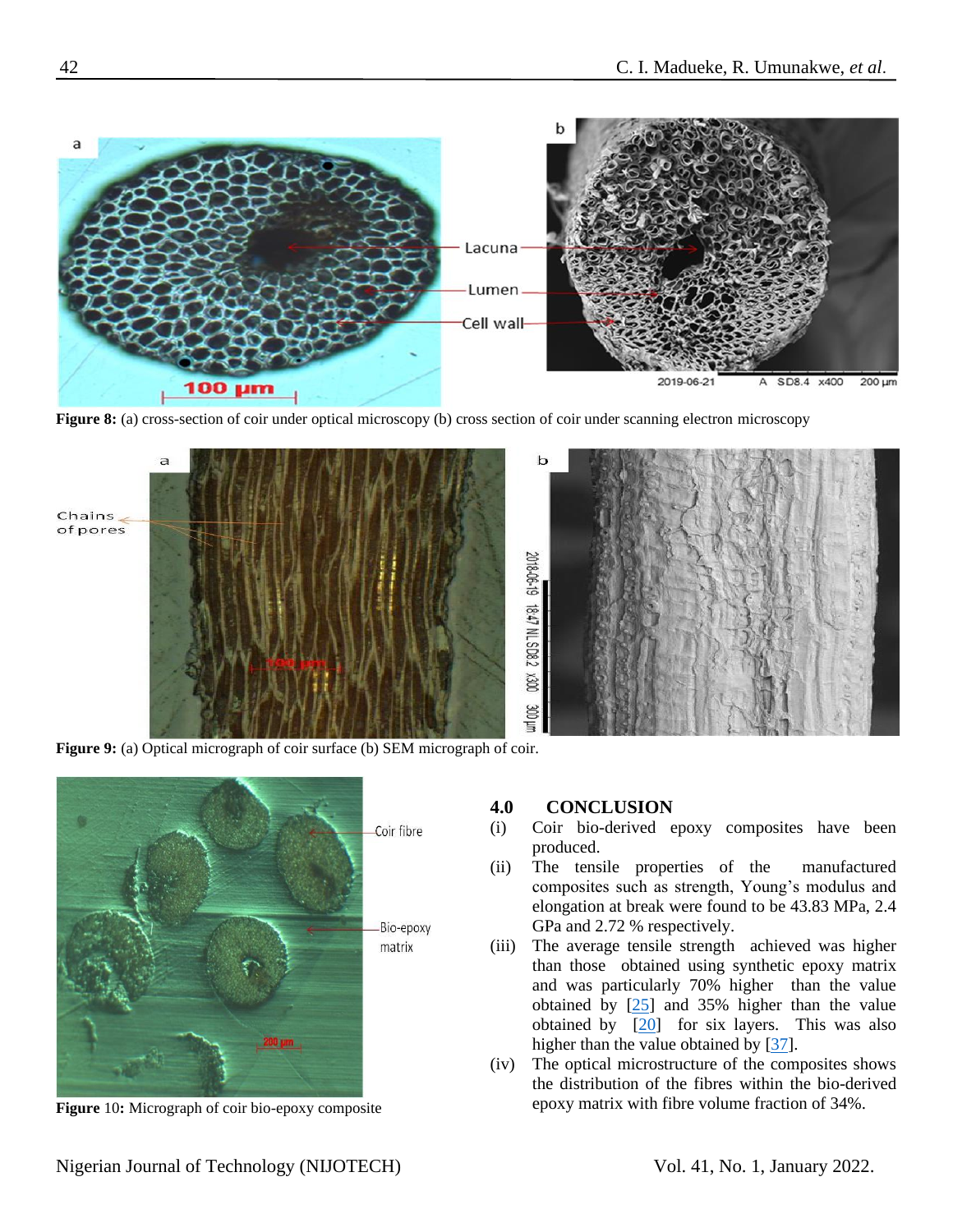Figure 8: (a) cross-section of coir under optical microscopy (b) cross section of coir under scanning electron microscopy

Figure 9: (a) Optical micrograph of coir surface (b) SEM micrograph of coir.

Figure 10: Micrograph of coir bio-epoxy composite

## 4.0 CONCLUSION

(i) Coir bio-derived epoxy composites have been produced.

(ii) The tensile properties of the manufactured composites such as strength, Young's modulus and elongation at break were found to be 43.83 MPa, 2.4 GPa and 2.72 % respectively.

(iii) The average tensile strength achieved was higher than those obtained using synthetic epoxy matrix and was particularly 70% higher than the value obtained by [25] and 35% higher than the value obtained by [20] for six layers. This was also higher than the value obtained by [37].

(iv) The optical microstructure of the composites shows the distribution of the fibres within the bio-derived epoxy matrix with fibre volume fraction of 34%.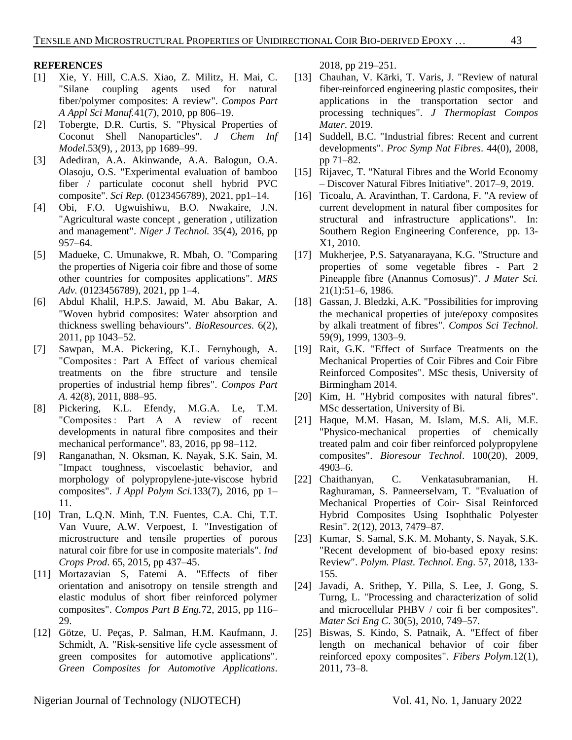**REFERENCES**

[1] Xie, Y. Hill, C.A.S. Xiao, Z. Militz, H. Mai, C. "Silane coupling agents used for natural fiber/polymer composites: A review". *Compos Part A Appl Sci Manuf.*41(7), 2010, pp 806–19.

[2] Tobergte, D.R. Curtis, S. "Physical Properties of Coconut Shell Nanoparticles". *J Chem Inf Model*.53(9), , 2013, pp 1689–99.

[3] Adediran, A.A. Akinwande, A.A. Balogun, O.A. Olasoju, O.S. "Experimental evaluation of bamboo fiber / particulate coconut shell hybrid PVC composite". *Sci Rep.* (0123456789), 2021, pp1–14.

[4] Obi, F.O. Ugwuishiwu, B.O. Nwakaire, J.N. "Agricultural waste concept , generation , utilization and management". *Niger J Technol.* 35(4), 2016, pp 957–64.

[5] Madueke, C. Umunakwe, R. Mbah, O. "Comparing the properties of Nigeria coir fibre and those of some other countries for composites applications". *MRS Adv.* (0123456789), 2021, pp 1–4.

[6] Abdul Khalil, H.P.S. Jawaid, M. Abu Bakar, A. "Woven hybrid composites: Water absorption and thickness swelling behaviours". *BioResources.* 6(2), 2011, pp 1043–52.

[7] Sawpan, M.A. Pickering, K.L. Fernyhough, A. "Composites : Part A Effect of various chemical treatments on the fibre structure and tensile properties of industrial hemp fibres". *Compos Part A.* 42(8), 2011, 888–95.

[8] Pickering, K.L. Efendy, M.G.A. Le, T.M. "Composites : Part A A review of recent developments in natural fibre composites and their mechanical performance". 83, 2016, pp 98–112.

[9] Ranganathan, N. Oksman, K. Nayak, S.K. Sain, M. "Impact toughness, viscoelastic behavior, and morphology of polypropylene-jute-viscose hybrid composites". *J Appl Polym Sci.*133(7), 2016, pp 1–11.

[10] Tran, L.Q.N. Minh, T.N. Fuentes, C.A. Chi, T.T. Van Vuure, A.W. Verpoest, I. "Investigation of microstructure and tensile properties of porous natural coir fibre for use in composite materials". *Ind Crops Prod*. 65, 2015, pp 437–45.

[11] Mortazavian S, Fatemi A. "Effects of fiber orientation and anisotropy on tensile strength and elastic modulus of short fiber reinforced polymer composites". *Compos Part B Eng.*72, 2015, pp 116–29.

[12] Götze, U. Peças, P. Salman, H.M. Kaufmann, J. Schmidt, A. "Risk-sensitive life cycle assessment of green composites for automotive applications". *Green Composites for Automotive Applications*. 2018, pp 219–251.

[13] Chauhan, V. Kärki, T. Varis, J. "Review of natural fiber-reinforced engineering plastic composites, their applications in the transportation sector and processing techniques". *J Thermoplast Compos Mater*. 2019.

[14] Suddell, B.C. "Industrial fibres: Recent and current developments". *Proc Symp Nat Fibres*. 44(0), 2008, pp 71–82.

[15] Rijavec, T. "Natural Fibres and the World Economy – Discover Natural Fibres Initiative". 2017–9, 2019.

[16] Ticoalu, A. Aravinthan, T. Cardona, F. "A review of current development in natural fiber composites for structural and infrastructure applications". In: Southern Region Engineering Conference, pp. 13-X1, 2010.

[17] Mukherjee, P.S. Satyanarayana, K.G. "Structure and properties of some vegetable fibres - Part 2 Pineapple fibre (Anannus Comosus)". *J Mater Sci.* 21(1):51–6, 1986.

[18] Gassan, J. Bledzki, A.K. "Possibilities for improving the mechanical properties of jute/epoxy composites by alkali treatment of fibres". *Compos Sci Technol*. 59(9), 1999, 1303–9.

[19] Rait, G.K. "Effect of Surface Treatments on the Mechanical Properties of Coir Fibres and Coir Fibre Reinforced Composites". MSc thesis, University of Birmingham 2014.

[20] Kim, H. "Hybrid composites with natural fibres". MSc dessertation, University of Bi.

[21] Haque, M.M. Hasan, M. Islam, M.S. Ali, M.E. "Physico-mechanical properties of chemically treated palm and coir fiber reinforced polypropylene composites". *Bioresour Technol*. 100(20), 2009, 4903–6.

[22] Chaithanyan, C. Venkatasubramanian, H. Raghuraman, S. Panneerselvam, T. "Evaluation of Mechanical Properties of Coir- Sisal Reinforced Hybrid Composites Using Isophthalic Polyester Resin". 2(12), 2013, 7479–87.

[23] Kumar, S. Samal, S.K. M. Mohanty, S. Nayak, S.K. "Recent development of bio-based epoxy resins: Review". *Polym. Plast. Technol. Eng*. 57, 2018, 133-155.

[24] Javadi, A. Srithep, Y. Pilla, S. Lee, J. Gong, S. Turng, L. "Processing and characterization of solid and microcellular PHBV / coir fi ber composites". *Mater Sci Eng C*. 30(5), 2010, 749–57.

[25] Biswas, S. Kindo, S. Patnaik, A. "Effect of fiber length on mechanical behavior of coir fiber reinforced epoxy composites". *Fibers Polym*.12(1), 2011, 73–8.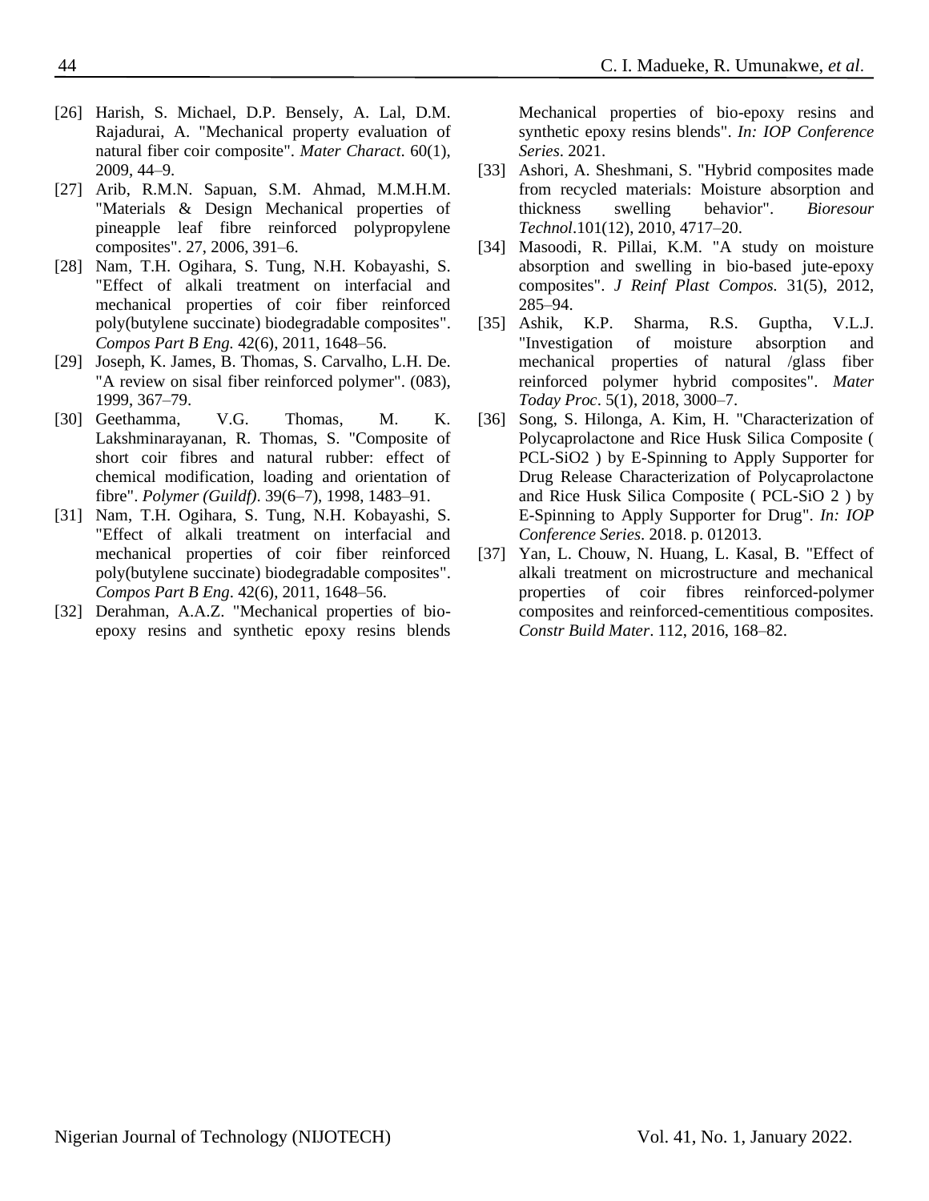[26] Harish, S. Michael, D.P. Bensely, A. Lal, D.M. Rajadurai, A. "Mechanical property evaluation of natural fiber coir composite". *Mater Charact*. 60(1), 2009, 44–9.

[27] Arib, R.M.N. Sapuan, S.M. Ahmad, M.M.H.M. "Materials & Design Mechanical properties of pineapple leaf fibre reinforced polypropylene composites". 27, 2006, 391–6.

[28] Nam, T.H. Ogihara, S. Tung, N.H. Kobayashi, S. "Effect of alkali treatment on interfacial and mechanical properties of coir fiber reinforced poly(butylene succinate) biodegradable composites". *Compos Part B Eng*. 42(6), 2011, 1648–56.

[29] Joseph, K. James, B. Thomas, S. Carvalho, L.H. De. "A review on sisal fiber reinforced polymer". (083), 1999, 367–79.

[30] Geethamma, V.G. Thomas, M. K. Lakshminarayanan, R. Thomas, S. "Composite of short coir fibres and natural rubber: effect of chemical modification, loading and orientation of fibre". *Polymer (Guildf)*. 39(6–7), 1998, 1483–91.

[31] Nam, T.H. Ogihara, S. Tung, N.H. Kobayashi, S. "Effect of alkali treatment on interfacial and mechanical properties of coir fiber reinforced poly(butylene succinate) biodegradable composites". *Compos Part B Eng*. 42(6), 2011, 1648–56.

[32] Derahman, A.A.Z. "Mechanical properties of bio-epoxy resins and synthetic epoxy resins blends Mechanical properties of bio-epoxy resins and synthetic epoxy resins blends". *In: IOP Conference Series*. 2021.

[33] Ashori, A. Sheshmani, S. "Hybrid composites made from recycled materials: Moisture absorption and thickness swelling behavior". *Bioresour Technol*.101(12), 2010, 4717–20.

[34] Masoodi, R. Pillai, K.M. "A study on moisture absorption and swelling in bio-based jute-epoxy composites". *J Reinf Plast Compos*. 31(5), 2012, 285–94.

[35] Ashik, K.P. Sharma, R.S. Guptha, V.L.J. "Investigation of moisture absorption and mechanical properties of natural /glass fiber reinforced polymer hybrid composites". *Mater Today Proc*. 5(1), 2018, 3000–7.

[36] Song, S. Hilonga, A. Kim, H. "Characterization of Polycaprolactone and Rice Husk Silica Composite ( PCL-SiO2 ) by E-Spinning to Apply Supporter for Drug Release Characterization of Polycaprolactone and Rice Husk Silica Composite ( PCL-SiO 2 ) by E-Spinning to Apply Supporter for Drug". *In: IOP Conference Series*. 2018. p. 012013.

[37] Yan, L. Chouw, N. Huang, L. Kasal, B. "Effect of alkali treatment on microstructure and mechanical properties of coir fibres reinforced-polymer composites and reinforced-cementitious composites. *Constr Build Mater*. 112, 2016, 168–82.